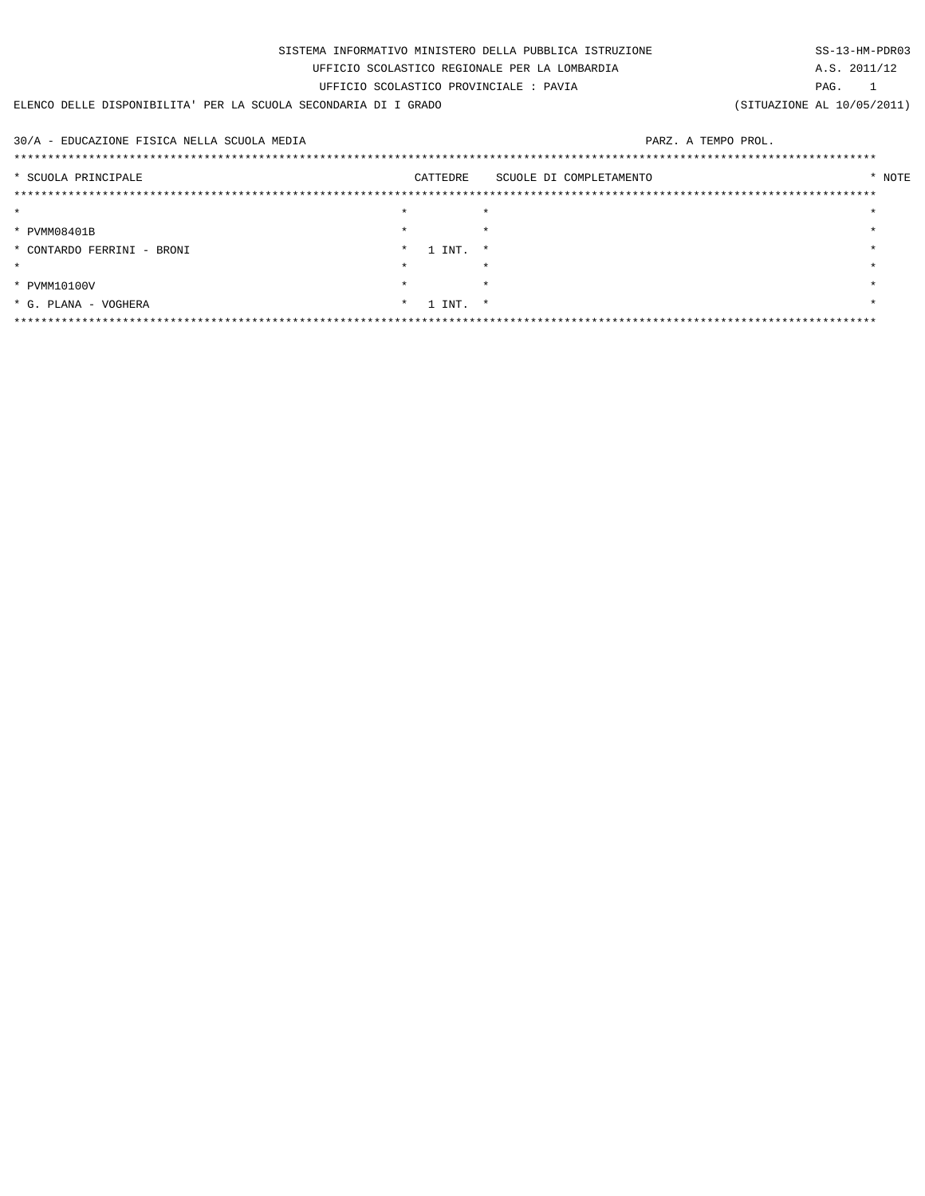SISTEMA INFORMATIVO MINISTERO DELLA PUBBLICA ISTRUZIONE

UFFICIO SCOLASTICO REGIONALE PER LA LOMBARDIA

UFFICIO SCOLASTICO PROVINCIALE : PAVIA

SS-13-HM-PDR03

A.S. 2011/12

ELENCO DELLE DISPONIBILITA' PER LA SCUOLA SECONDARIA DI I GRADO

(SITUAZIONE AL 10/05/2011)

30/A - EDUCAZIONE FISICA NELLA SCUOLA MEDIA

PARZ. A TEMPO PROL.

| SCUOLA PRINCIPALE | CATTEDRE | SCUOLE DI COMPLETAMENTO | NOTE |
|---|---|---|---|
| PVMM08401B<br>CONTARDO FERRINI - BRONI | 1 INT. | | |
| PVMM10100V<br>G. PLANA - VOGHERA | 1 INT. | | |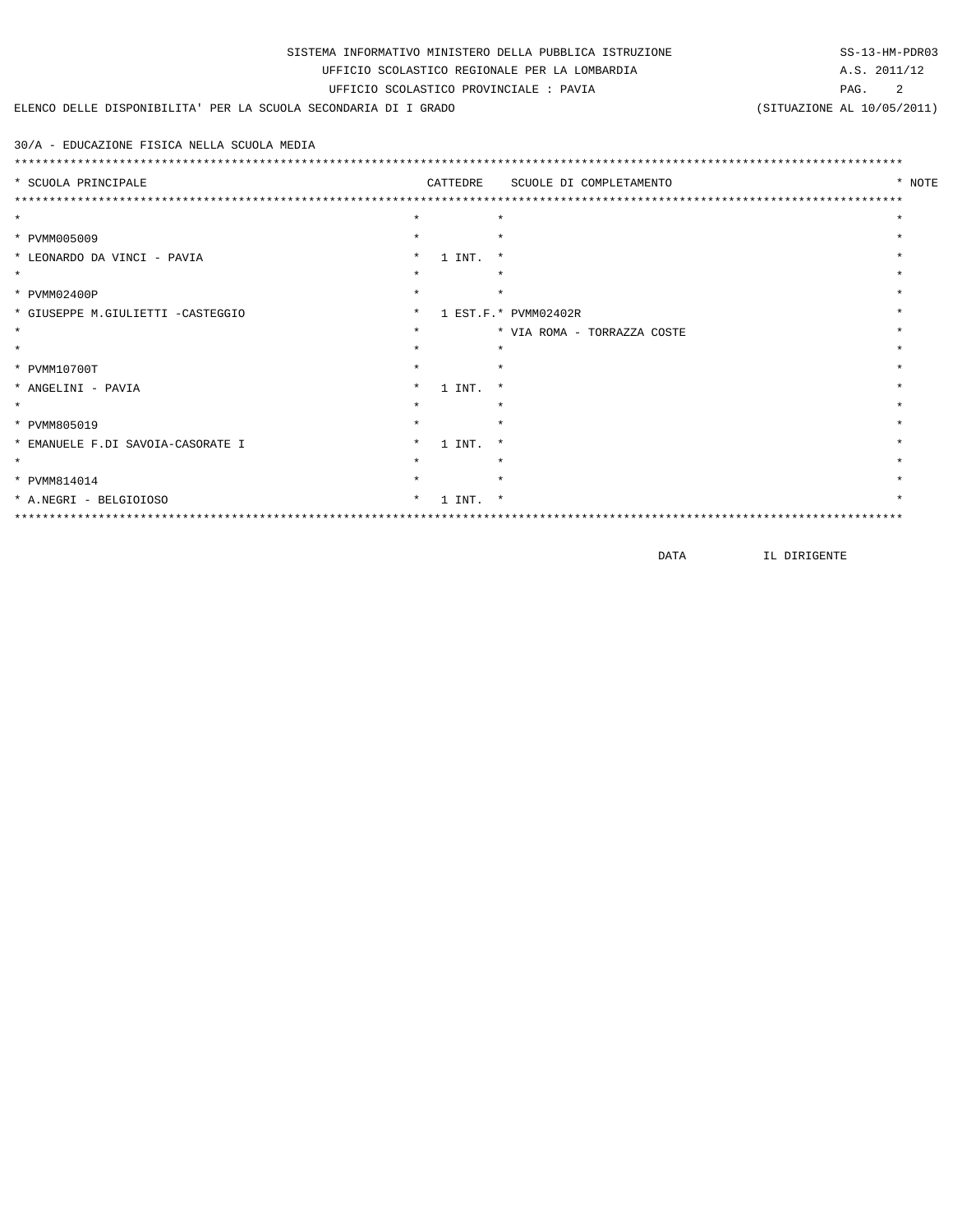SISTEMA INFORMATIVO MINISTERO DELLA PUBBLICA ISTRUZIONE

UFFICIO SCOLASTICO REGIONALE PER LA LOMBARDIA

UFFICIO SCOLASTICO PROVINCIALE : PAVIA

SS-13-HM-PDR03

A.S. 2011/12

ELENCO DELLE DISPONIBILITA' PER LA SCUOLA SECONDARIA DI I GRADO

(SITUAZIONE AL 10/05/2011)

## 30/A - EDUCAZIONE FISICA NELLA SCUOLA MEDIA

| SCUOLA PRINCIPALE | CATTEDRE | SCUOLE DI COMPLETAMENTO | NOTE |
|---|---|---|---|
| PVMM005009<br>LEONARDO DA VINCI - PAVIA | 1 INT. | | |
| PVMM02400P<br>GIUSEPPE M.GIULIETTI -CASTEGGIO | 1 EST.F. | PVMM02402R<br>VIA ROMA - TORRAZZA COSTE | |
| PVMM10700T<br>ANGELINI - PAVIA | 1 INT. | | |
| PVMM805019<br>EMANUELE F.DI SAVOIA-CASORATE I | 1 INT. | | |
| PVMM814014<br>A.NEGRI - BELGIOIOSO | 1 INT. | | |

DATA IL DIRIGENTE